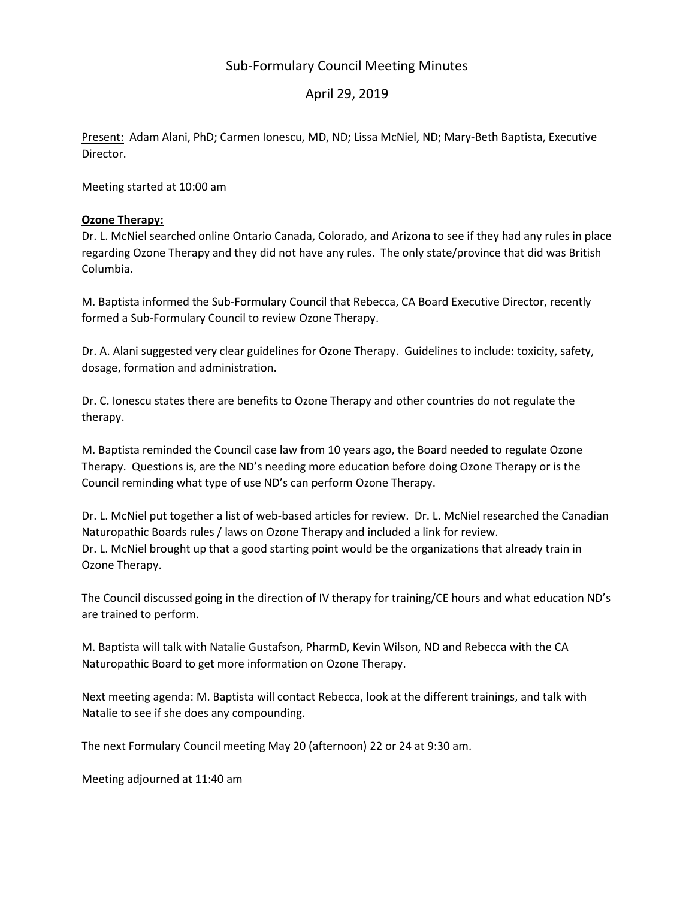# Sub-Formulary Council Meeting Minutes

## April 29, 2019

<u>Present:</u> Adam Alani, PhD; Carmen Ionescu, MD, ND; Lissa McNiel, ND; Mary-Beth Baptista, Executive Director.

Meeting started at 10:00 am

**<u>Ozone Therapy:</u>**

Dr. L. McNiel searched online Ontario Canada, Colorado, and Arizona to see if they had any rules in place regarding Ozone Therapy and they did not have any rules. The only state/province that did was British Columbia.

M. Baptista informed the Sub-Formulary Council that Rebecca, CA Board Executive Director, recently formed a Sub-Formulary Council to review Ozone Therapy.

Dr. A. Alani suggested very clear guidelines for Ozone Therapy. Guidelines to include: toxicity, safety, dosage, formation and administration.

Dr. C. Ionescu states there are benefits to Ozone Therapy and other countries do not regulate the therapy.

M. Baptista reminded the Council case law from 10 years ago, the Board needed to regulate Ozone Therapy. Questions is, are the ND's needing more education before doing Ozone Therapy or is the Council reminding what type of use ND's can perform Ozone Therapy.

Dr. L. McNiel put together a list of web-based articles for review. Dr. L. McNiel researched the Canadian Naturopathic Boards rules / laws on Ozone Therapy and included a link for review.
Dr. L. McNiel brought up that a good starting point would be the organizations that already train in Ozone Therapy.

The Council discussed going in the direction of IV therapy for training/CE hours and what education ND's are trained to perform.

M. Baptista will talk with Natalie Gustafson, PharmD, Kevin Wilson, ND and Rebecca with the CA Naturopathic Board to get more information on Ozone Therapy.

Next meeting agenda: M. Baptista will contact Rebecca, look at the different trainings, and talk with Natalie to see if she does any compounding.

The next Formulary Council meeting May 20 (afternoon) 22 or 24 at 9:30 am.

Meeting adjourned at 11:40 am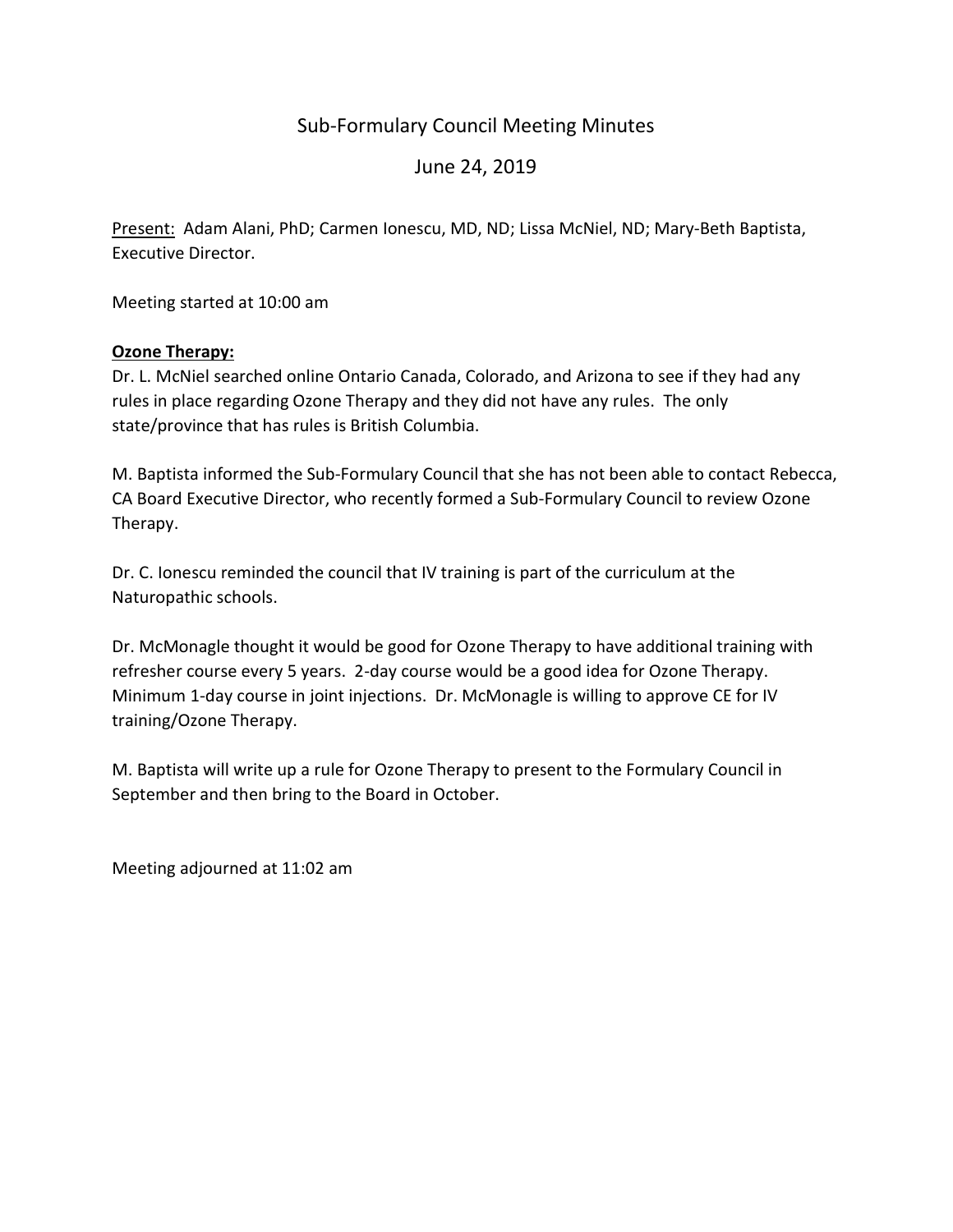# Sub-Formulary Council Meeting Minutes

## June 24, 2019

<u>Present:</u> Adam Alani, PhD; Carmen Ionescu, MD, ND; Lissa McNiel, ND; Mary-Beth Baptista, Executive Director.

Meeting started at 10:00 am

**<u>Ozone Therapy:</u>**

Dr. L. McNiel searched online Ontario Canada, Colorado, and Arizona to see if they had any rules in place regarding Ozone Therapy and they did not have any rules. The only state/province that has rules is British Columbia.

M. Baptista informed the Sub-Formulary Council that she has not been able to contact Rebecca, CA Board Executive Director, who recently formed a Sub-Formulary Council to review Ozone Therapy.

Dr. C. Ionescu reminded the council that IV training is part of the curriculum at the Naturopathic schools.

Dr. McMonagle thought it would be good for Ozone Therapy to have additional training with refresher course every 5 years. 2-day course would be a good idea for Ozone Therapy. Minimum 1-day course in joint injections. Dr. McMonagle is willing to approve CE for IV training/Ozone Therapy.

M. Baptista will write up a rule for Ozone Therapy to present to the Formulary Council in September and then bring to the Board in October.

Meeting adjourned at 11:02 am